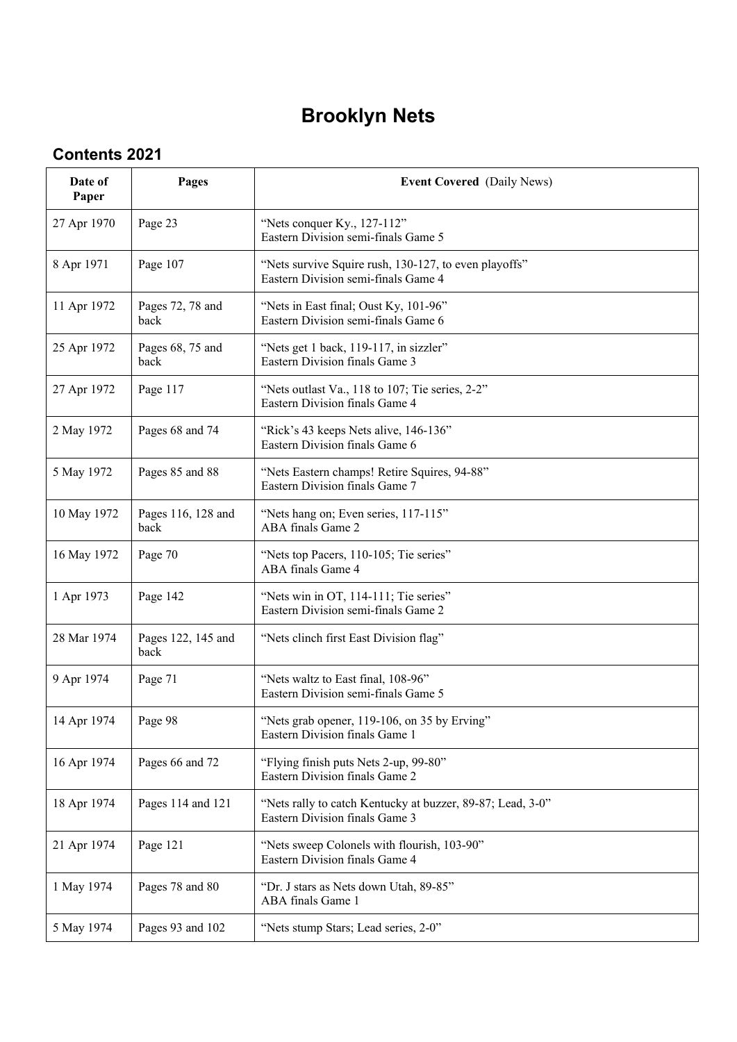# Brooklyn Nets

## Contents 2021

| Date of Paper | Pages | **Event Covered** (Daily News) |
|---|---|---|
| 27 Apr 1970 | Page 23 | "Nets conquer Ky., 127-112"<br>Eastern Division semi-finals Game 5 |
| 8 Apr 1971 | Page 107 | "Nets survive Squire rush, 130-127, to even playoffs"<br>Eastern Division semi-finals Game 4 |
| 11 Apr 1972 | Pages 72, 78 and back | "Nets in East final; Oust Ky, 101-96"<br>Eastern Division semi-finals Game 6 |
| 25 Apr 1972 | Pages 68, 75 and back | "Nets get 1 back, 119-117, in sizzler"<br>Eastern Division finals Game 3 |
| 27 Apr 1972 | Page 117 | "Nets outlast Va., 118 to 107; Tie series, 2-2"<br>Eastern Division finals Game 4 |
| 2 May 1972 | Pages 68 and 74 | "Rick's 43 keeps Nets alive, 146-136"<br>Eastern Division finals Game 6 |
| 5 May 1972 | Pages 85 and 88 | "Nets Eastern champs! Retire Squires, 94-88"<br>Eastern Division finals Game 7 |
| 10 May 1972 | Pages 116, 128 and back | "Nets hang on; Even series, 117-115"<br>ABA finals Game 2 |
| 16 May 1972 | Page 70 | "Nets top Pacers, 110-105; Tie series"<br>ABA finals Game 4 |
| 1 Apr 1973 | Page 142 | "Nets win in OT, 114-111; Tie series"<br>Eastern Division semi-finals Game 2 |
| 28 Mar 1974 | Pages 122, 145 and back | "Nets clinch first East Division flag" |
| 9 Apr 1974 | Page 71 | "Nets waltz to East final, 108-96"<br>Eastern Division semi-finals Game 5 |
| 14 Apr 1974 | Page 98 | "Nets grab opener, 119-106, on 35 by Erving"<br>Eastern Division finals Game 1 |
| 16 Apr 1974 | Pages 66 and 72 | "Flying finish puts Nets 2-up, 99-80"<br>Eastern Division finals Game 2 |
| 18 Apr 1974 | Pages 114 and 121 | "Nets rally to catch Kentucky at buzzer, 89-87; Lead, 3-0"<br>Eastern Division finals Game 3 |
| 21 Apr 1974 | Page 121 | "Nets sweep Colonels with flourish, 103-90"<br>Eastern Division finals Game 4 |
| 1 May 1974 | Pages 78 and 80 | "Dr. J stars as Nets down Utah, 89-85"<br>ABA finals Game 1 |
| 5 May 1974 | Pages 93 and 102 | "Nets stump Stars; Lead series, 2-0" |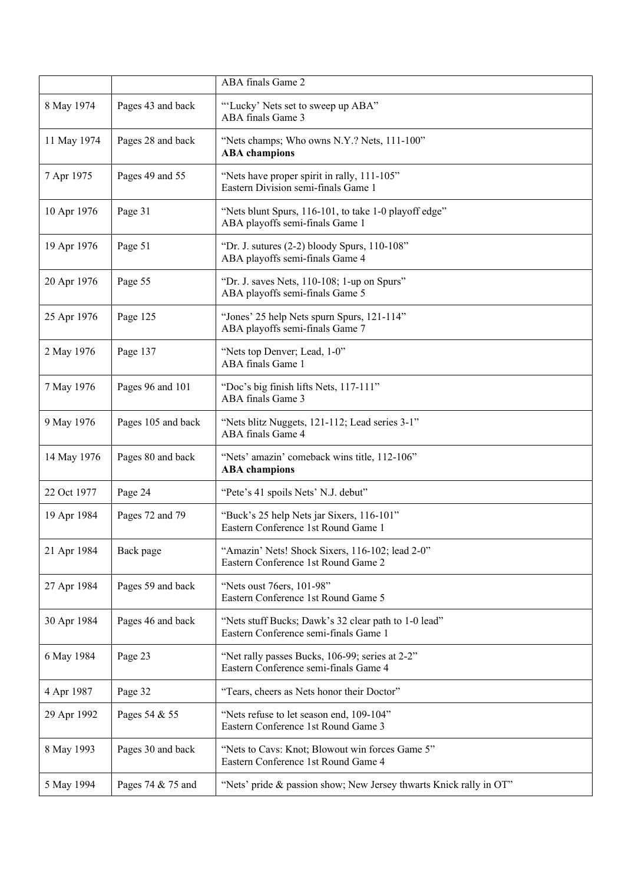| | | |
|---|---|---|
| | | ABA finals Game 2 |
| 8 May 1974 | Pages 43 and back | "'Lucky' Nets set to sweep up ABA"<br>ABA finals Game 3 |
| 11 May 1974 | Pages 28 and back | "Nets champs; Who owns N.Y.? Nets, 111-100"<br>**ABA champions** |
| 7 Apr 1975 | Pages 49 and 55 | "Nets have proper spirit in rally, 111-105"<br>Eastern Division semi-finals Game 1 |
| 10 Apr 1976 | Page 31 | "Nets blunt Spurs, 116-101, to take 1-0 playoff edge"<br>ABA playoffs semi-finals Game 1 |
| 19 Apr 1976 | Page 51 | "Dr. J. sutures (2-2) bloody Spurs, 110-108"<br>ABA playoffs semi-finals Game 4 |
| 20 Apr 1976 | Page 55 | "Dr. J. saves Nets, 110-108; 1-up on Spurs"<br>ABA playoffs semi-finals Game 5 |
| 25 Apr 1976 | Page 125 | "Jones' 25 help Nets spurn Spurs, 121-114"<br>ABA playoffs semi-finals Game 7 |
| 2 May 1976 | Page 137 | "Nets top Denver; Lead, 1-0"<br>ABA finals Game 1 |
| 7 May 1976 | Pages 96 and 101 | "Doc's big finish lifts Nets, 117-111"<br>ABA finals Game 3 |
| 9 May 1976 | Pages 105 and back | "Nets blitz Nuggets, 121-112; Lead series 3-1"<br>ABA finals Game 4 |
| 14 May 1976 | Pages 80 and back | "Nets' amazin' comeback wins title, 112-106"<br>**ABA champions** |
| 22 Oct 1977 | Page 24 | "Pete's 41 spoils Nets' N.J. debut" |
| 19 Apr 1984 | Pages 72 and 79 | "Buck's 25 help Nets jar Sixers, 116-101"<br>Eastern Conference 1st Round Game 1 |
| 21 Apr 1984 | Back page | "Amazin' Nets! Shock Sixers, 116-102; lead 2-0"<br>Eastern Conference 1st Round Game 2 |
| 27 Apr 1984 | Pages 59 and back | "Nets oust 76ers, 101-98"<br>Eastern Conference 1st Round Game 5 |
| 30 Apr 1984 | Pages 46 and back | "Nets stuff Bucks; Dawk's 32 clear path to 1-0 lead"<br>Eastern Conference semi-finals Game 1 |
| 6 May 1984 | Page 23 | "Net rally passes Bucks, 106-99; series at 2-2"<br>Eastern Conference semi-finals Game 4 |
| 4 Apr 1987 | Page 32 | "Tears, cheers as Nets honor their Doctor" |
| 29 Apr 1992 | Pages 54 & 55 | "Nets refuse to let season end, 109-104"<br>Eastern Conference 1st Round Game 3 |
| 8 May 1993 | Pages 30 and back | "Nets to Cavs: Knot; Blowout win forces Game 5"<br>Eastern Conference 1st Round Game 4 |
| 5 May 1994 | Pages 74 & 75 and | "Nets' pride & passion show; New Jersey thwarts Knick rally in OT" |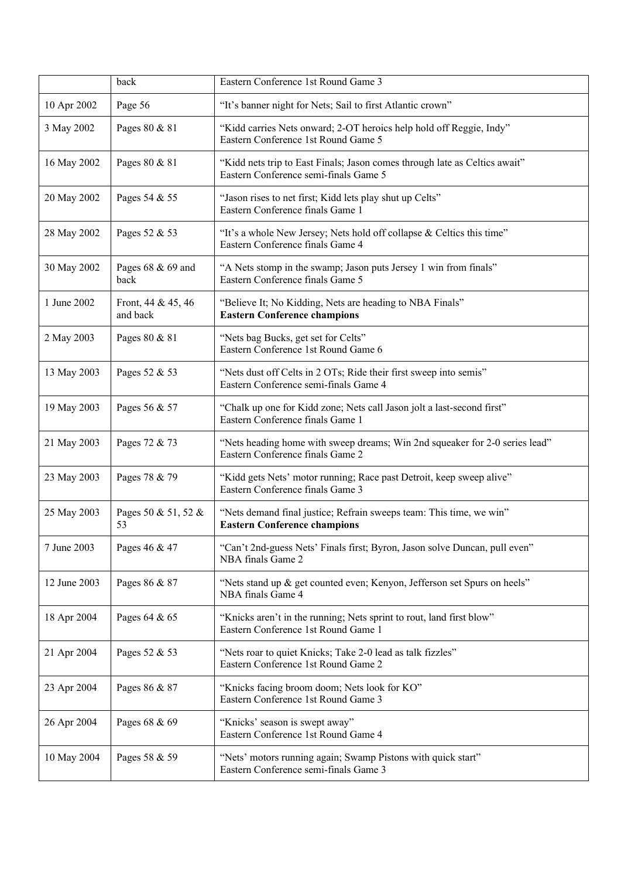| | | |
|---|---|---|
| | back | Eastern Conference 1st Round Game 3 |
| 10 Apr 2002 | Page 56 | "It's banner night for Nets; Sail to first Atlantic crown" |
| 3 May 2002 | Pages 80 & 81 | "Kidd carries Nets onward; 2-OT heroics help hold off Reggie, Indy"<br>Eastern Conference 1st Round Game 5 |
| 16 May 2002 | Pages 80 & 81 | "Kidd nets trip to East Finals; Jason comes through late as Celtics await"<br>Eastern Conference semi-finals Game 5 |
| 20 May 2002 | Pages 54 & 55 | "Jason rises to net first; Kidd lets play shut up Celts"<br>Eastern Conference finals Game 1 |
| 28 May 2002 | Pages 52 & 53 | "It's a whole New Jersey; Nets hold off collapse & Celtics this time"<br>Eastern Conference finals Game 4 |
| 30 May 2002 | Pages 68 & 69 and back | "A Nets stomp in the swamp; Jason puts Jersey 1 win from finals"<br>Eastern Conference finals Game 5 |
| 1 June 2002 | Front, 44 & 45, 46 and back | "Believe It; No Kidding, Nets are heading to NBA Finals"<br>**Eastern Conference champions** |
| 2 May 2003 | Pages 80 & 81 | "Nets bag Bucks, get set for Celts"<br>Eastern Conference 1st Round Game 6 |
| 13 May 2003 | Pages 52 & 53 | "Nets dust off Celts in 2 OTs; Ride their first sweep into semis"<br>Eastern Conference semi-finals Game 4 |
| 19 May 2003 | Pages 56 & 57 | "Chalk up one for Kidd zone; Nets call Jason jolt a last-second first"<br>Eastern Conference finals Game 1 |
| 21 May 2003 | Pages 72 & 73 | "Nets heading home with sweep dreams; Win 2nd squeaker for 2-0 series lead"<br>Eastern Conference finals Game 2 |
| 23 May 2003 | Pages 78 & 79 | "Kidd gets Nets' motor running; Race past Detroit, keep sweep alive"<br>Eastern Conference finals Game 3 |
| 25 May 2003 | Pages 50 & 51, 52 & 53 | "Nets demand final justice; Refrain sweeps team: This time, we win"<br>**Eastern Conference champions** |
| 7 June 2003 | Pages 46 & 47 | "Can't 2nd-guess Nets' Finals first; Byron, Jason solve Duncan, pull even"<br>NBA finals Game 2 |
| 12 June 2003 | Pages 86 & 87 | "Nets stand up & get counted even; Kenyon, Jefferson set Spurs on heels"<br>NBA finals Game 4 |
| 18 Apr 2004 | Pages 64 & 65 | "Knicks aren't in the running; Nets sprint to rout, land first blow"<br>Eastern Conference 1st Round Game 1 |
| 21 Apr 2004 | Pages 52 & 53 | "Nets roar to quiet Knicks; Take 2-0 lead as talk fizzles"<br>Eastern Conference 1st Round Game 2 |
| 23 Apr 2004 | Pages 86 & 87 | "Knicks facing broom doom; Nets look for KO"<br>Eastern Conference 1st Round Game 3 |
| 26 Apr 2004 | Pages 68 & 69 | "Knicks' season is swept away"<br>Eastern Conference 1st Round Game 4 |
| 10 May 2004 | Pages 58 & 59 | "Nets' motors running again; Swamp Pistons with quick start"<br>Eastern Conference semi-finals Game 3 |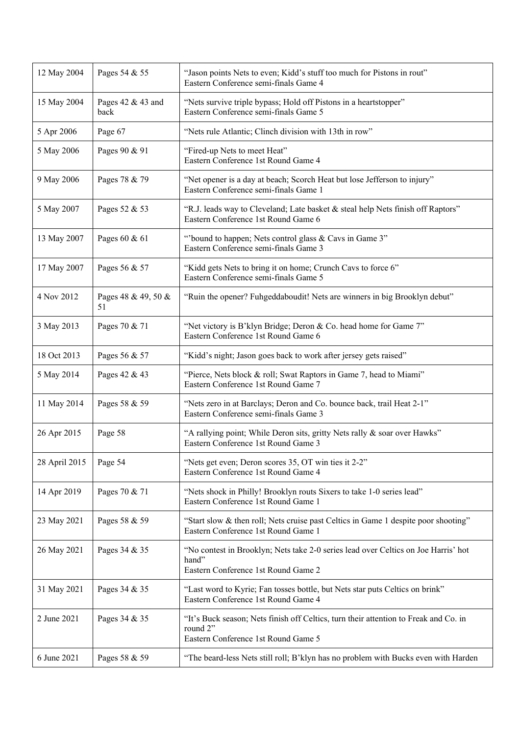| | | |
|---|---|---|
| 12 May 2004 | Pages 54 & 55 | "Jason points Nets to even; Kidd's stuff too much for Pistons in rout"<br>Eastern Conference semi-finals Game 4 |
| 15 May 2004 | Pages 42 & 43 and back | "Nets survive triple bypass; Hold off Pistons in a heartstopper"<br>Eastern Conference semi-finals Game 5 |
| 5 Apr 2006 | Page 67 | "Nets rule Atlantic; Clinch division with 13th in row" |
| 5 May 2006 | Pages 90 & 91 | "Fired-up Nets to meet Heat"<br>Eastern Conference 1st Round Game 4 |
| 9 May 2006 | Pages 78 & 79 | "Net opener is a day at beach; Scorch Heat but lose Jefferson to injury"<br>Eastern Conference semi-finals Game 1 |
| 5 May 2007 | Pages 52 & 53 | "R.J. leads way to Cleveland; Late basket & steal help Nets finish off Raptors"<br>Eastern Conference 1st Round Game 6 |
| 13 May 2007 | Pages 60 & 61 | "'bound to happen; Nets control glass & Cavs in Game 3"<br>Eastern Conference semi-finals Game 3 |
| 17 May 2007 | Pages 56 & 57 | "Kidd gets Nets to bring it on home; Crunch Cavs to force 6"<br>Eastern Conference semi-finals Game 5 |
| 4 Nov 2012 | Pages 48 & 49, 50 & 51 | "Ruin the opener? Fuhgeddaboudit! Nets are winners in big Brooklyn debut" |
| 3 May 2013 | Pages 70 & 71 | "Net victory is B'klyn Bridge; Deron & Co. head home for Game 7"<br>Eastern Conference 1st Round Game 6 |
| 18 Oct 2013 | Pages 56 & 57 | "Kidd's night; Jason goes back to work after jersey gets raised" |
| 5 May 2014 | Pages 42 & 43 | "Pierce, Nets block & roll; Swat Raptors in Game 7, head to Miami"<br>Eastern Conference 1st Round Game 7 |
| 11 May 2014 | Pages 58 & 59 | "Nets zero in at Barclays; Deron and Co. bounce back, trail Heat 2-1"<br>Eastern Conference semi-finals Game 3 |
| 26 Apr 2015 | Page 58 | "A rallying point; While Deron sits, gritty Nets rally & soar over Hawks"<br>Eastern Conference 1st Round Game 3 |
| 28 April 2015 | Page 54 | "Nets get even; Deron scores 35, OT win ties it 2-2"<br>Eastern Conference 1st Round Game 4 |
| 14 Apr 2019 | Pages 70 & 71 | "Nets shock in Philly! Brooklyn routs Sixers to take 1-0 series lead"<br>Eastern Conference 1st Round Game 1 |
| 23 May 2021 | Pages 58 & 59 | "Start slow & then roll; Nets cruise past Celtics in Game 1 despite poor shooting"<br>Eastern Conference 1st Round Game 1 |
| 26 May 2021 | Pages 34 & 35 | "No contest in Brooklyn; Nets take 2-0 series lead over Celtics on Joe Harris' hot hand"<br>Eastern Conference 1st Round Game 2 |
| 31 May 2021 | Pages 34 & 35 | "Last word to Kyrie; Fan tosses bottle, but Nets star puts Celtics on brink"<br>Eastern Conference 1st Round Game 4 |
| 2 June 2021 | Pages 34 & 35 | "It's Buck season; Nets finish off Celtics, turn their attention to Freak and Co. in round 2"<br>Eastern Conference 1st Round Game 5 |
| 6 June 2021 | Pages 58 & 59 | "The beard-less Nets still roll; B'klyn has no problem with Bucks even with Harden |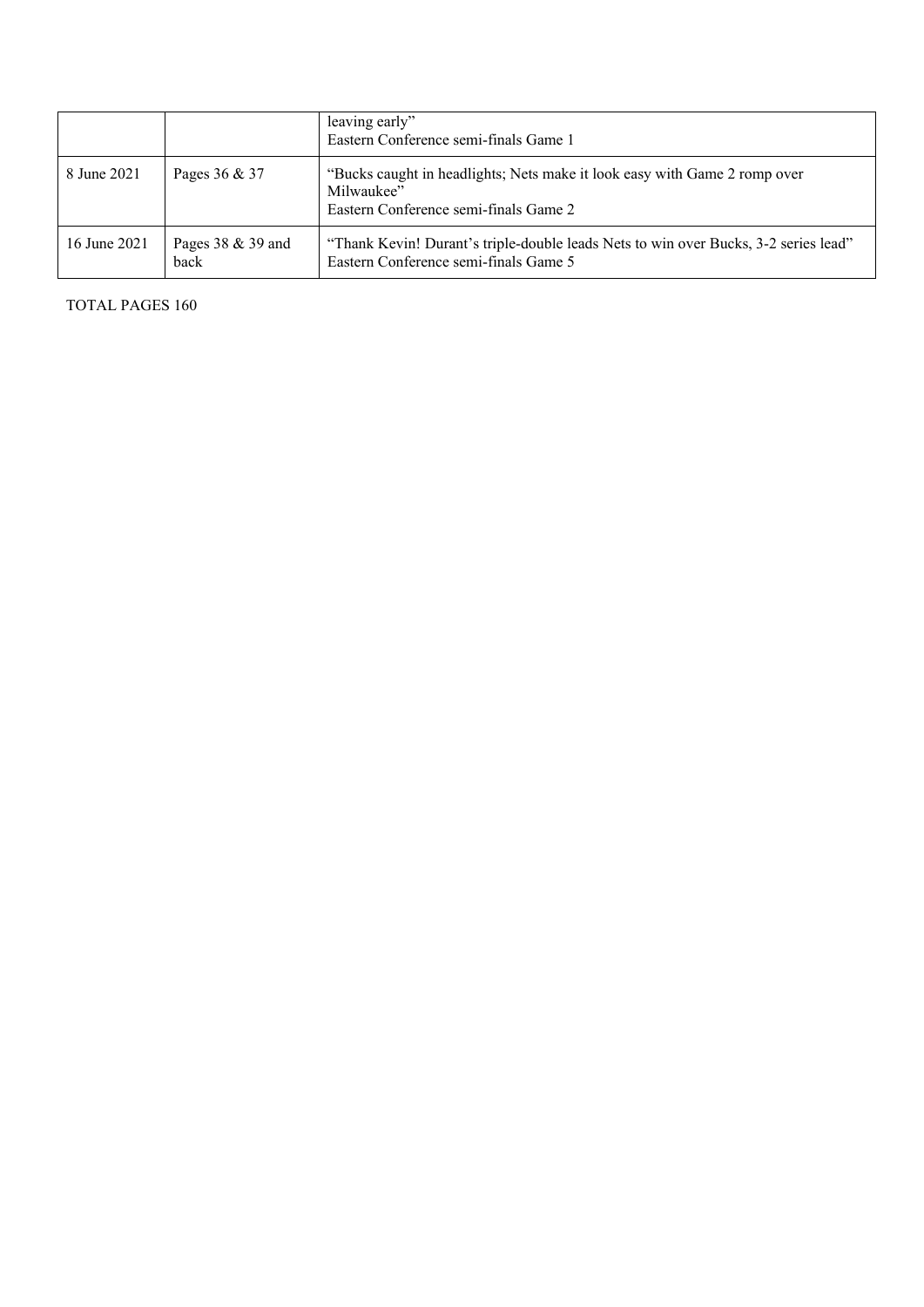| | | |
|---|---|---|
| | | leaving early"<br>Eastern Conference semi-finals Game 1 |
| 8 June 2021 | Pages 36 & 37 | "Bucks caught in headlights; Nets make it look easy with Game 2 romp over Milwaukee"<br>Eastern Conference semi-finals Game 2 |
| 16 June 2021 | Pages 38 & 39 and back | "Thank Kevin! Durant's triple-double leads Nets to win over Bucks, 3-2 series lead"<br>Eastern Conference semi-finals Game 5 |

TOTAL PAGES 160